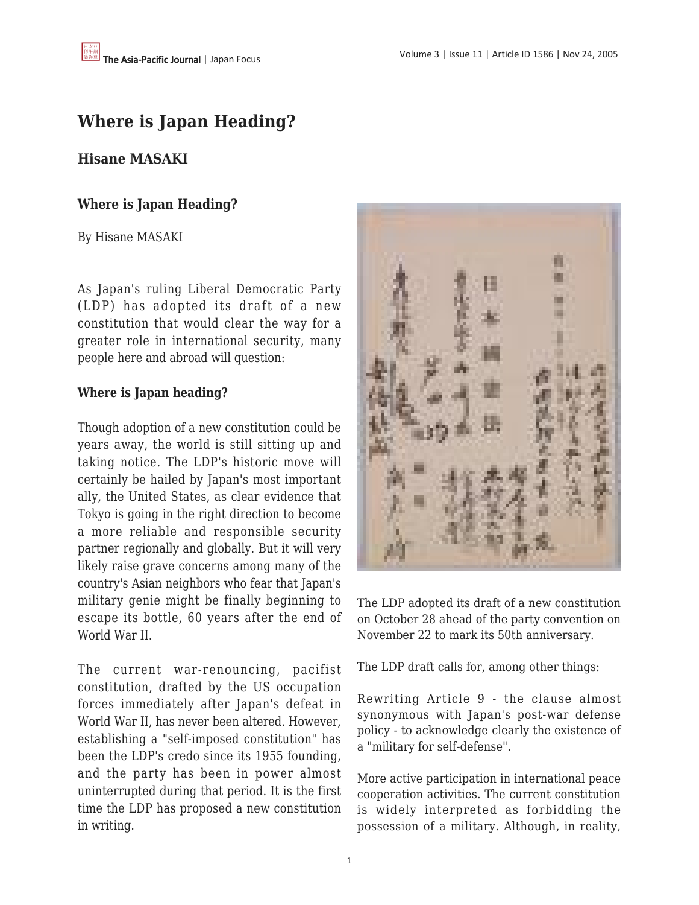# Where is Japan Heading?

## Hisane MASAKI

### Where is Japan Heading?

By Hisane MASAKI

As Japan's ruling Liberal Democratic Party (LDP) has adopted its draft of a new constitution that would clear the way for a greater role in international security, many people here and abroad will question:

**Where is Japan heading?**

Though adoption of a new constitution could be years away, the world is still sitting up and taking notice. The LDP's historic move will certainly be hailed by Japan's most important ally, the United States, as clear evidence that Tokyo is going in the right direction to become a more reliable and responsible security partner regionally and globally. But it will very likely raise grave concerns among many of the country's Asian neighbors who fear that Japan's military genie might be finally beginning to escape its bottle, 60 years after the end of World War II.

The current war-renouncing, pacifist constitution, drafted by the US occupation forces immediately after Japan's defeat in World War II, has never been altered. However, establishing a "self-imposed constitution" has been the LDP's credo since its 1955 founding, and the party has been in power almost uninterrupted during that period. It is the first time the LDP has proposed a new constitution in writing.

The LDP adopted its draft of a new constitution on October 28 ahead of the party convention on November 22 to mark its 50th anniversary.

The LDP draft calls for, among other things:

Rewriting Article 9 - the clause almost synonymous with Japan's post-war defense policy - to acknowledge clearly the existence of a "military for self-defense".

More active participation in international peace cooperation activities. The current constitution is widely interpreted as forbidding the possession of a military. Although, in reality,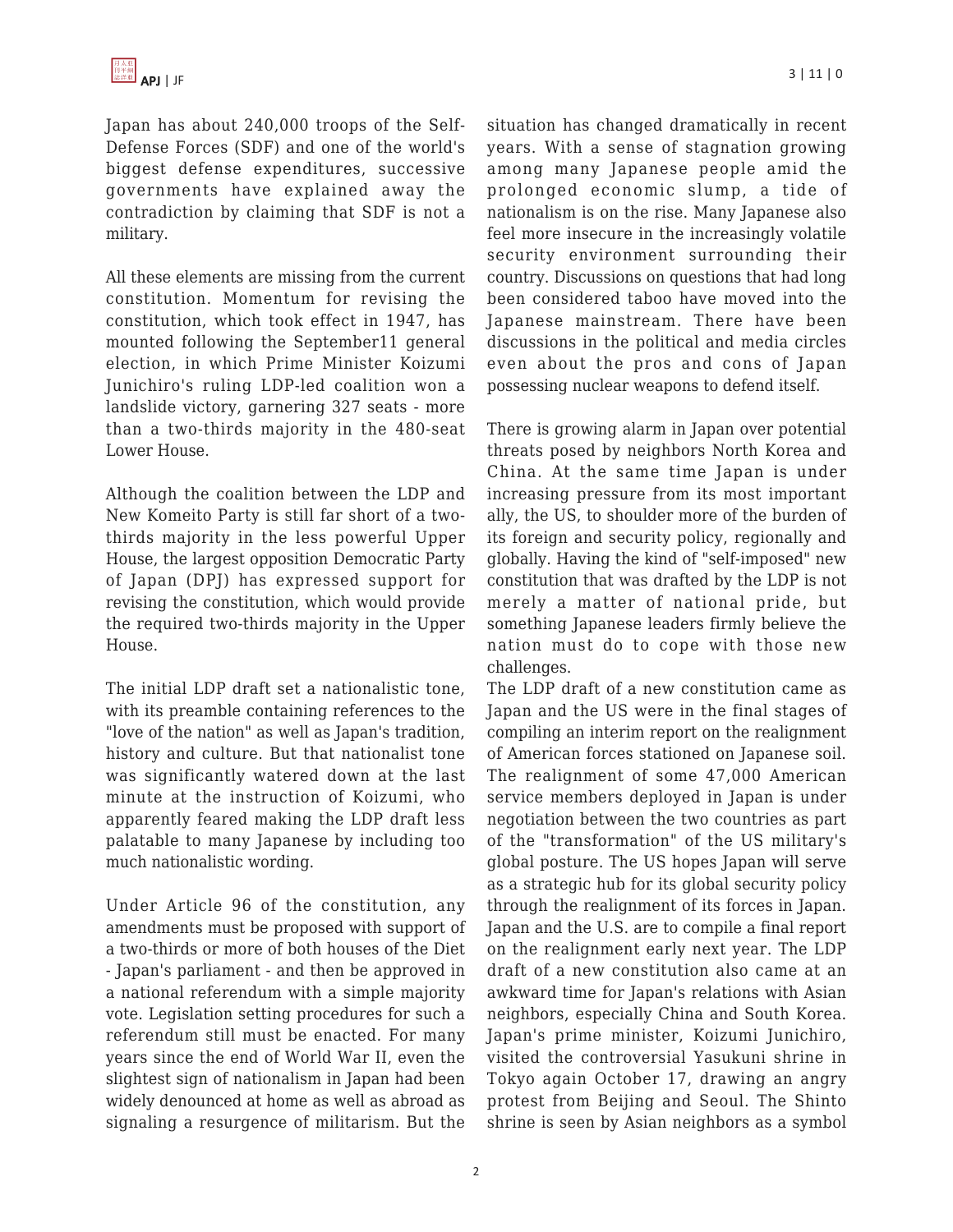Japan has about 240,000 troops of the Self-Defense Forces (SDF) and one of the world's biggest defense expenditures, successive governments have explained away the contradiction by claiming that SDF is not a military.

All these elements are missing from the current constitution. Momentum for revising the constitution, which took effect in 1947, has mounted following the September11 general election, in which Prime Minister Koizumi Junichiro's ruling LDP-led coalition won a landslide victory, garnering 327 seats - more than a two-thirds majority in the 480-seat Lower House.

Although the coalition between the LDP and New Komeito Party is still far short of a two-thirds majority in the less powerful Upper House, the largest opposition Democratic Party of Japan (DPJ) has expressed support for revising the constitution, which would provide the required two-thirds majority in the Upper House.

The initial LDP draft set a nationalistic tone, with its preamble containing references to the "love of the nation" as well as Japan's tradition, history and culture. But that nationalist tone was significantly watered down at the last minute at the instruction of Koizumi, who apparently feared making the LDP draft less palatable to many Japanese by including too much nationalistic wording.

Under Article 96 of the constitution, any amendments must be proposed with support of a two-thirds or more of both houses of the Diet - Japan's parliament - and then be approved in a national referendum with a simple majority vote. Legislation setting procedures for such a referendum still must be enacted. For many years since the end of World War II, even the slightest sign of nationalism in Japan had been widely denounced at home as well as abroad as signaling a resurgence of militarism. But the situation has changed dramatically in recent years. With a sense of stagnation growing among many Japanese people amid the prolonged economic slump, a tide of nationalism is on the rise. Many Japanese also feel more insecure in the increasingly volatile security environment surrounding their country. Discussions on questions that had long been considered taboo have moved into the Japanese mainstream. There have been discussions in the political and media circles even about the pros and cons of Japan possessing nuclear weapons to defend itself.

There is growing alarm in Japan over potential threats posed by neighbors North Korea and China. At the same time Japan is under increasing pressure from its most important ally, the US, to shoulder more of the burden of its foreign and security policy, regionally and globally. Having the kind of "self-imposed" new constitution that was drafted by the LDP is not merely a matter of national pride, but something Japanese leaders firmly believe the nation must do to cope with those new challenges.

The LDP draft of a new constitution came as Japan and the US were in the final stages of compiling an interim report on the realignment of American forces stationed on Japanese soil. The realignment of some 47,000 American service members deployed in Japan is under negotiation between the two countries as part of the "transformation" of the US military's global posture. The US hopes Japan will serve as a strategic hub for its global security policy through the realignment of its forces in Japan. Japan and the U.S. are to compile a final report on the realignment early next year. The LDP draft of a new constitution also came at an awkward time for Japan's relations with Asian neighbors, especially China and South Korea. Japan's prime minister, Koizumi Junichiro, visited the controversial Yasukuni shrine in Tokyo again October 17, drawing an angry protest from Beijing and Seoul. The Shinto shrine is seen by Asian neighbors as a symbol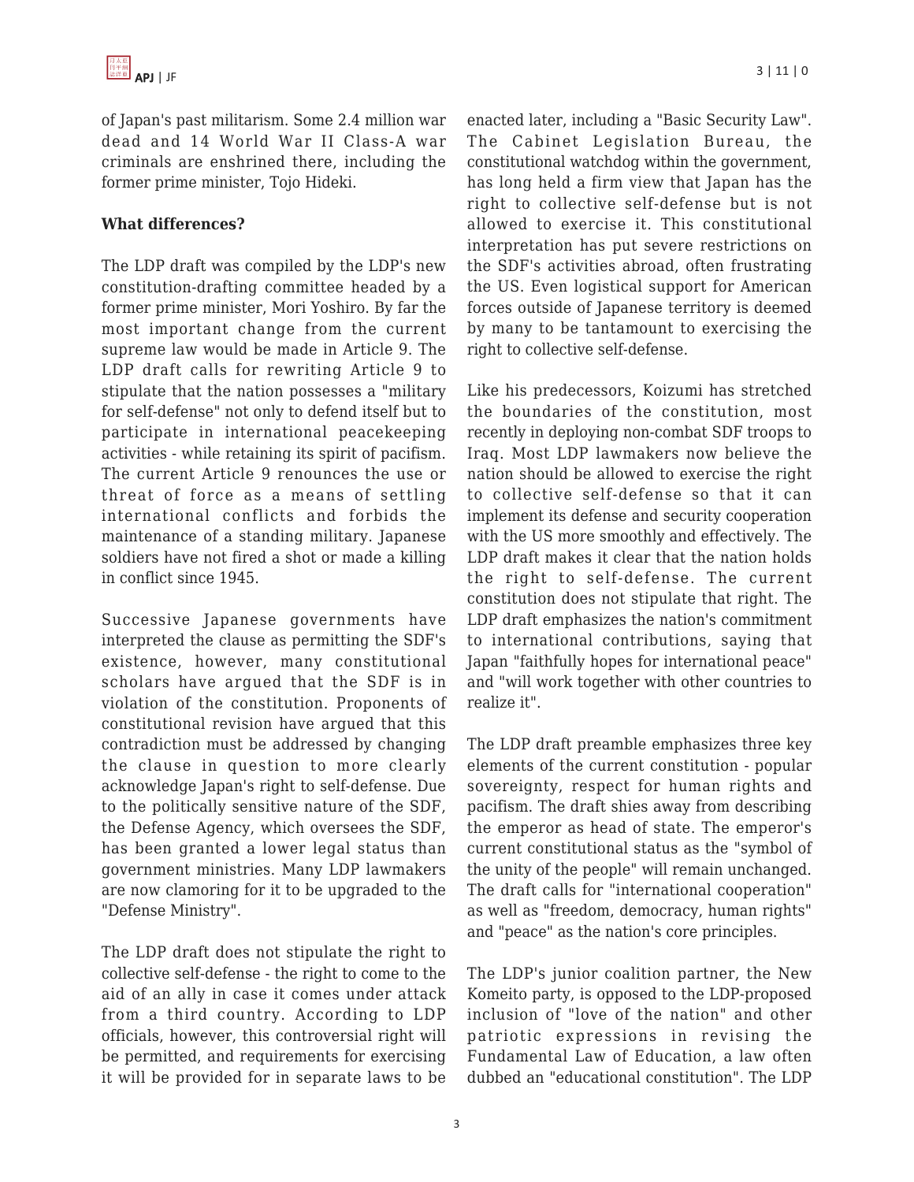of Japan's past militarism. Some 2.4 million war dead and 14 World War II Class-A war criminals are enshrined there, including the former prime minister, Tojo Hideki.

**What differences?**

The LDP draft was compiled by the LDP's new constitution-drafting committee headed by a former prime minister, Mori Yoshiro. By far the most important change from the current supreme law would be made in Article 9. The LDP draft calls for rewriting Article 9 to stipulate that the nation possesses a "military for self-defense" not only to defend itself but to participate in international peacekeeping activities - while retaining its spirit of pacifism. The current Article 9 renounces the use or threat of force as a means of settling international conflicts and forbids the maintenance of a standing military. Japanese soldiers have not fired a shot or made a killing in conflict since 1945.

Successive Japanese governments have interpreted the clause as permitting the SDF's existence, however, many constitutional scholars have argued that the SDF is in violation of the constitution. Proponents of constitutional revision have argued that this contradiction must be addressed by changing the clause in question to more clearly acknowledge Japan's right to self-defense. Due to the politically sensitive nature of the SDF, the Defense Agency, which oversees the SDF, has been granted a lower legal status than government ministries. Many LDP lawmakers are now clamoring for it to be upgraded to the "Defense Ministry".

The LDP draft does not stipulate the right to collective self-defense - the right to come to the aid of an ally in case it comes under attack from a third country. According to LDP officials, however, this controversial right will be permitted, and requirements for exercising it will be provided for in separate laws to be enacted later, including a "Basic Security Law". The Cabinet Legislation Bureau, the constitutional watchdog within the government, has long held a firm view that Japan has the right to collective self-defense but is not allowed to exercise it. This constitutional interpretation has put severe restrictions on the SDF's activities abroad, often frustrating the US. Even logistical support for American forces outside of Japanese territory is deemed by many to be tantamount to exercising the right to collective self-defense.

Like his predecessors, Koizumi has stretched the boundaries of the constitution, most recently in deploying non-combat SDF troops to Iraq. Most LDP lawmakers now believe the nation should be allowed to exercise the right to collective self-defense so that it can implement its defense and security cooperation with the US more smoothly and effectively. The LDP draft makes it clear that the nation holds the right to self-defense. The current constitution does not stipulate that right. The LDP draft emphasizes the nation's commitment to international contributions, saying that Japan "faithfully hopes for international peace" and "will work together with other countries to realize it".

The LDP draft preamble emphasizes three key elements of the current constitution - popular sovereignty, respect for human rights and pacifism. The draft shies away from describing the emperor as head of state. The emperor's current constitutional status as the "symbol of the unity of the people" will remain unchanged. The draft calls for "international cooperation" as well as "freedom, democracy, human rights" and "peace" as the nation's core principles.

The LDP's junior coalition partner, the New Komeito party, is opposed to the LDP-proposed inclusion of "love of the nation" and other patriotic expressions in revising the Fundamental Law of Education, a law often dubbed an "educational constitution". The LDP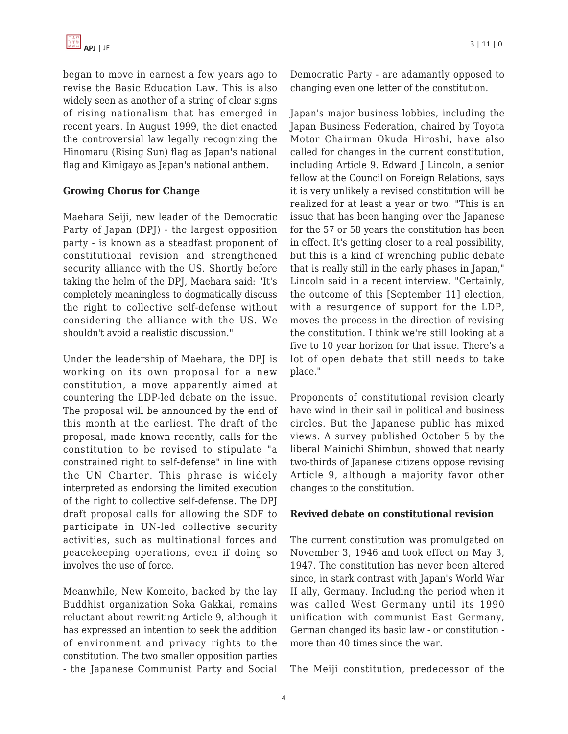began to move in earnest a few years ago to revise the Basic Education Law. This is also widely seen as another of a string of clear signs of rising nationalism that has emerged in recent years. In August 1999, the diet enacted the controversial law legally recognizing the Hinomaru (Rising Sun) flag as Japan's national flag and Kimigayo as Japan's national anthem.

**Growing Chorus for Change**

Maehara Seiji, new leader of the Democratic Party of Japan (DPJ) - the largest opposition party - is known as a steadfast proponent of constitutional revision and strengthened security alliance with the US. Shortly before taking the helm of the DPJ, Maehara said: "It's completely meaningless to dogmatically discuss the right to collective self-defense without considering the alliance with the US. We shouldn't avoid a realistic discussion."

Under the leadership of Maehara, the DPJ is working on its own proposal for a new constitution, a move apparently aimed at countering the LDP-led debate on the issue. The proposal will be announced by the end of this month at the earliest. The draft of the proposal, made known recently, calls for the constitution to be revised to stipulate "a constrained right to self-defense" in line with the UN Charter. This phrase is widely interpreted as endorsing the limited execution of the right to collective self-defense. The DPJ draft proposal calls for allowing the SDF to participate in UN-led collective security activities, such as multinational forces and peacekeeping operations, even if doing so involves the use of force.

Meanwhile, New Komeito, backed by the lay Buddhist organization Soka Gakkai, remains reluctant about rewriting Article 9, although it has expressed an intention to seek the addition of environment and privacy rights to the constitution. The two smaller opposition parties - the Japanese Communist Party and Social Democratic Party - are adamantly opposed to changing even one letter of the constitution.

Japan's major business lobbies, including the Japan Business Federation, chaired by Toyota Motor Chairman Okuda Hiroshi, have also called for changes in the current constitution, including Article 9. Edward J Lincoln, a senior fellow at the Council on Foreign Relations, says it is very unlikely a revised constitution will be realized for at least a year or two. "This is an issue that has been hanging over the Japanese for the 57 or 58 years the constitution has been in effect. It's getting closer to a real possibility, but this is a kind of wrenching public debate that is really still in the early phases in Japan," Lincoln said in a recent interview. "Certainly, the outcome of this [September 11] election, with a resurgence of support for the LDP, moves the process in the direction of revising the constitution. I think we're still looking at a five to 10 year horizon for that issue. There's a lot of open debate that still needs to take place."

Proponents of constitutional revision clearly have wind in their sail in political and business circles. But the Japanese public has mixed views. A survey published October 5 by the liberal Mainichi Shimbun, showed that nearly two-thirds of Japanese citizens oppose revising Article 9, although a majority favor other changes to the constitution.

**Revived debate on constitutional revision**

The current constitution was promulgated on November 3, 1946 and took effect on May 3, 1947. The constitution has never been altered since, in stark contrast with Japan's World War II ally, Germany. Including the period when it was called West Germany until its 1990 unification with communist East Germany, German changed its basic law - or constitution - more than 40 times since the war.

The Meiji constitution, predecessor of the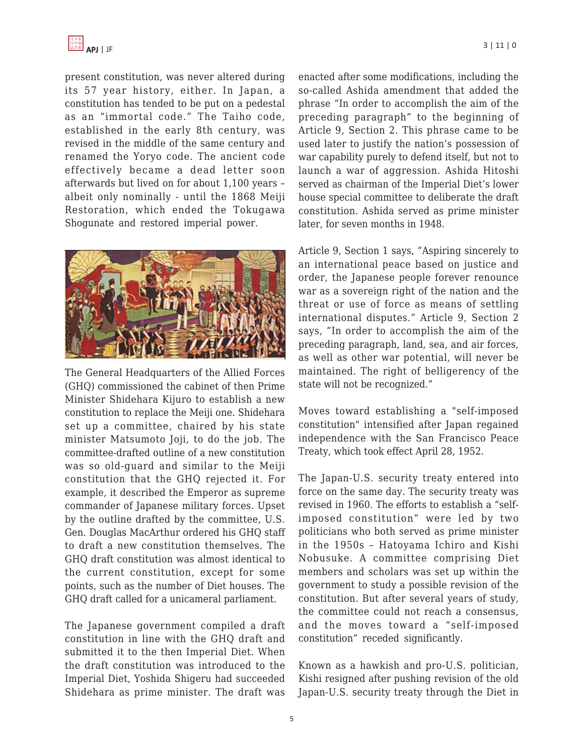present constitution, was never altered during its 57 year history, either. In Japan, a constitution has tended to be put on a pedestal as an "immortal code." The Taiho code, established in the early 8th century, was revised in the middle of the same century and renamed the Yoryo code. The ancient code effectively became a dead letter soon afterwards but lived on for about 1,100 years – albeit only nominally - until the 1868 Meiji Restoration, which ended the Tokugawa Shogunate and restored imperial power.

The General Headquarters of the Allied Forces (GHQ) commissioned the cabinet of then Prime Minister Shidehara Kijuro to establish a new constitution to replace the Meiji one. Shidehara set up a committee, chaired by his state minister Matsumoto Joji, to do the job. The committee-drafted outline of a new constitution was so old-guard and similar to the Meiji constitution that the GHQ rejected it. For example, it described the Emperor as supreme commander of Japanese military forces. Upset by the outline drafted by the committee, U.S. Gen. Douglas MacArthur ordered his GHQ staff to draft a new constitution themselves. The GHQ draft constitution was almost identical to the current constitution, except for some points, such as the number of Diet houses. The GHQ draft called for a unicameral parliament.

The Japanese government compiled a draft constitution in line with the GHQ draft and submitted it to the then Imperial Diet. When the draft constitution was introduced to the Imperial Diet, Yoshida Shigeru had succeeded Shidehara as prime minister. The draft was enacted after some modifications, including the so-called Ashida amendment that added the phrase "In order to accomplish the aim of the preceding paragraph" to the beginning of Article 9, Section 2. This phrase came to be used later to justify the nation's possession of war capability purely to defend itself, but not to launch a war of aggression. Ashida Hitoshi served as chairman of the Imperial Diet's lower house special committee to deliberate the draft constitution. Ashida served as prime minister later, for seven months in 1948.

Article 9, Section 1 says, "Aspiring sincerely to an international peace based on justice and order, the Japanese people forever renounce war as a sovereign right of the nation and the threat or use of force as means of settling international disputes." Article 9, Section 2 says, "In order to accomplish the aim of the preceding paragraph, land, sea, and air forces, as well as other war potential, will never be maintained. The right of belligerency of the state will not be recognized."

Moves toward establishing a "self-imposed constitution" intensified after Japan regained independence with the San Francisco Peace Treaty, which took effect April 28, 1952.

The Japan-U.S. security treaty entered into force on the same day. The security treaty was revised in 1960. The efforts to establish a "self-imposed constitution" were led by two politicians who both served as prime minister in the 1950s – Hatoyama Ichiro and Kishi Nobusuke. A committee comprising Diet members and scholars was set up within the government to study a possible revision of the constitution. But after several years of study, the committee could not reach a consensus, and the moves toward a "self-imposed constitution" receded significantly.

Known as a hawkish and pro-U.S. politician, Kishi resigned after pushing revision of the old Japan-U.S. security treaty through the Diet in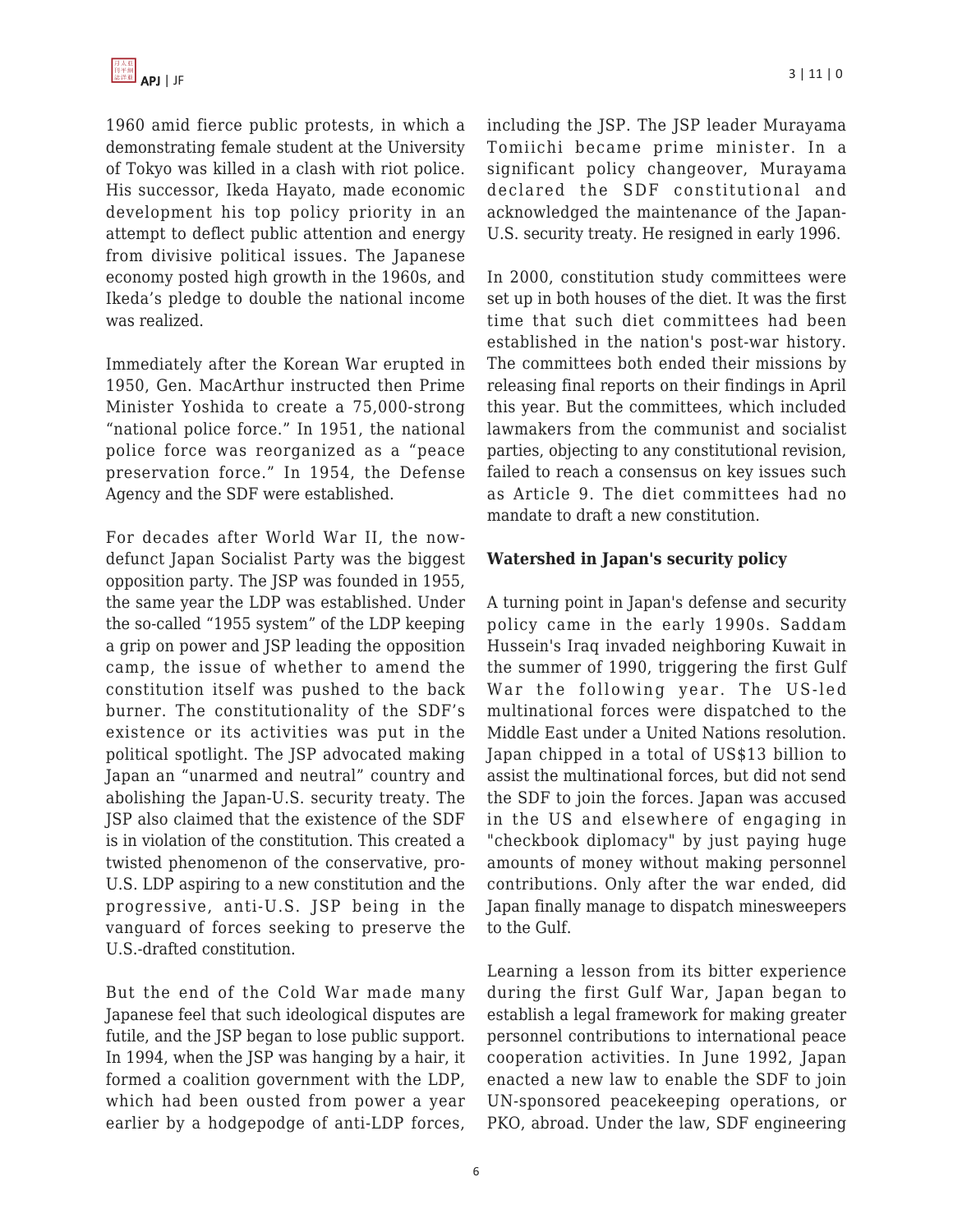1960 amid fierce public protests, in which a demonstrating female student at the University of Tokyo was killed in a clash with riot police. His successor, Ikeda Hayato, made economic development his top policy priority in an attempt to deflect public attention and energy from divisive political issues. The Japanese economy posted high growth in the 1960s, and Ikeda's pledge to double the national income was realized.

Immediately after the Korean War erupted in 1950, Gen. MacArthur instructed then Prime Minister Yoshida to create a 75,000-strong "national police force." In 1951, the national police force was reorganized as a "peace preservation force." In 1954, the Defense Agency and the SDF were established.

For decades after World War II, the now-defunct Japan Socialist Party was the biggest opposition party. The JSP was founded in 1955, the same year the LDP was established. Under the so-called "1955 system" of the LDP keeping a grip on power and JSP leading the opposition camp, the issue of whether to amend the constitution itself was pushed to the back burner. The constitutionality of the SDF's existence or its activities was put in the political spotlight. The JSP advocated making Japan an "unarmed and neutral" country and abolishing the Japan-U.S. security treaty. The JSP also claimed that the existence of the SDF is in violation of the constitution. This created a twisted phenomenon of the conservative, pro-U.S. LDP aspiring to a new constitution and the progressive, anti-U.S. JSP being in the vanguard of forces seeking to preserve the U.S.-drafted constitution.

But the end of the Cold War made many Japanese feel that such ideological disputes are futile, and the JSP began to lose public support. In 1994, when the JSP was hanging by a hair, it formed a coalition government with the LDP, which had been ousted from power a year earlier by a hodgepodge of anti-LDP forces, including the JSP. The JSP leader Murayama Tomiichi became prime minister. In a significant policy changeover, Murayama declared the SDF constitutional and acknowledged the maintenance of the Japan-U.S. security treaty. He resigned in early 1996.

In 2000, constitution study committees were set up in both houses of the diet. It was the first time that such diet committees had been established in the nation's post-war history. The committees both ended their missions by releasing final reports on their findings in April this year. But the committees, which included lawmakers from the communist and socialist parties, objecting to any constitutional revision, failed to reach a consensus on key issues such as Article 9. The diet committees had no mandate to draft a new constitution.

**Watershed in Japan's security policy**

A turning point in Japan's defense and security policy came in the early 1990s. Saddam Hussein's Iraq invaded neighboring Kuwait in the summer of 1990, triggering the first Gulf War the following year. The US-led multinational forces were dispatched to the Middle East under a United Nations resolution. Japan chipped in a total of US$13 billion to assist the multinational forces, but did not send the SDF to join the forces. Japan was accused in the US and elsewhere of engaging in "checkbook diplomacy" by just paying huge amounts of money without making personnel contributions. Only after the war ended, did Japan finally manage to dispatch minesweepers to the Gulf.

Learning a lesson from its bitter experience during the first Gulf War, Japan began to establish a legal framework for making greater personnel contributions to international peace cooperation activities. In June 1992, Japan enacted a new law to enable the SDF to join UN-sponsored peacekeeping operations, or PKO, abroad. Under the law, SDF engineering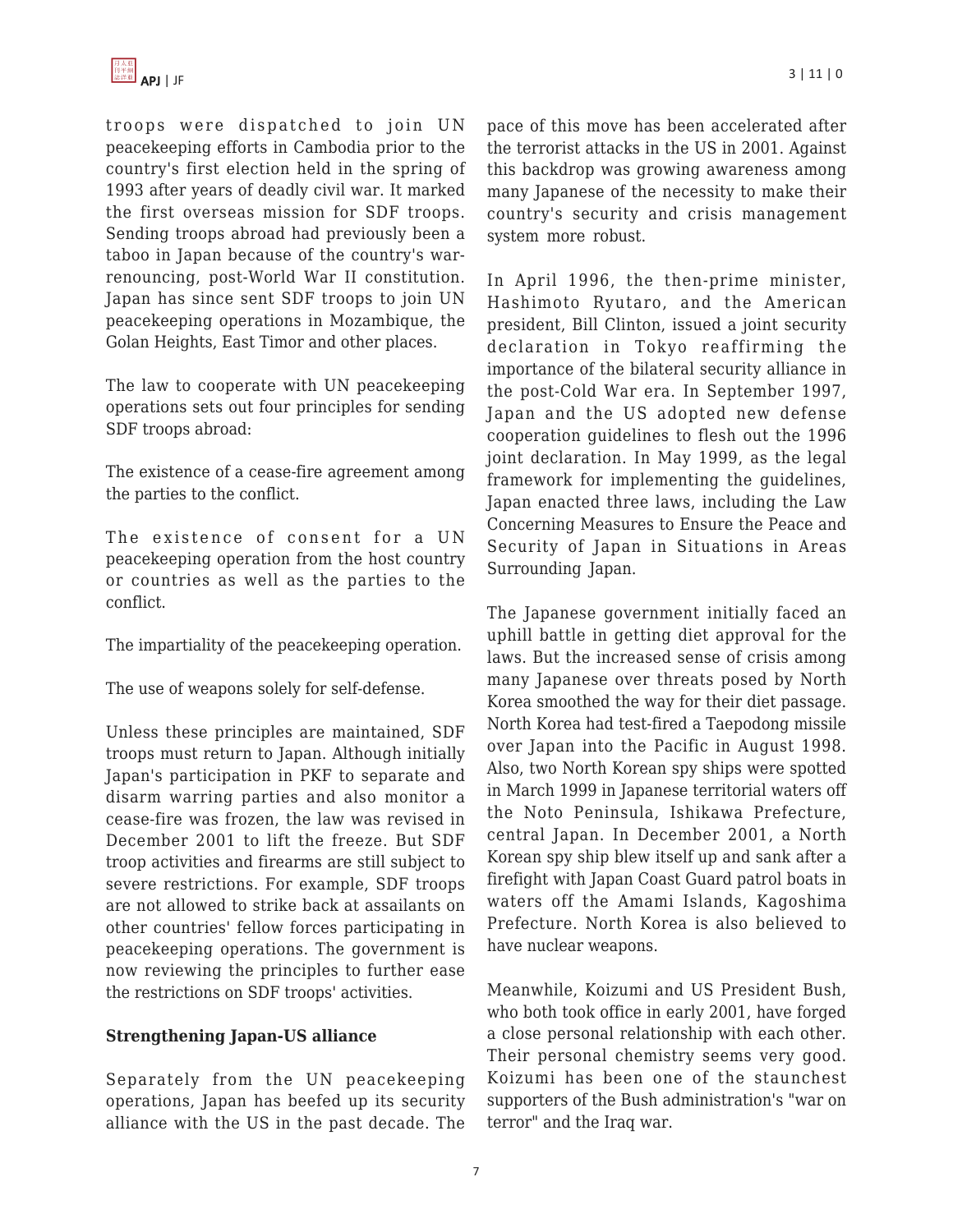troops were dispatched to join UN peacekeeping efforts in Cambodia prior to the country's first election held in the spring of 1993 after years of deadly civil war. It marked the first overseas mission for SDF troops. Sending troops abroad had previously been a taboo in Japan because of the country's war-renouncing, post-World War II constitution. Japan has since sent SDF troops to join UN peacekeeping operations in Mozambique, the Golan Heights, East Timor and other places.

The law to cooperate with UN peacekeeping operations sets out four principles for sending SDF troops abroad:

The existence of a cease-fire agreement among the parties to the conflict.

The existence of consent for a UN peacekeeping operation from the host country or countries as well as the parties to the conflict.

The impartiality of the peacekeeping operation.

The use of weapons solely for self-defense.

Unless these principles are maintained, SDF troops must return to Japan. Although initially Japan's participation in PKF to separate and disarm warring parties and also monitor a cease-fire was frozen, the law was revised in December 2001 to lift the freeze. But SDF troop activities and firearms are still subject to severe restrictions. For example, SDF troops are not allowed to strike back at assailants on other countries' fellow forces participating in peacekeeping operations. The government is now reviewing the principles to further ease the restrictions on SDF troops' activities.

**Strengthening Japan-US alliance**

Separately from the UN peacekeeping operations, Japan has beefed up its security alliance with the US in the past decade. The pace of this move has been accelerated after the terrorist attacks in the US in 2001. Against this backdrop was growing awareness among many Japanese of the necessity to make their country's security and crisis management system more robust.

In April 1996, the then-prime minister, Hashimoto Ryutaro, and the American president, Bill Clinton, issued a joint security declaration in Tokyo reaffirming the importance of the bilateral security alliance in the post-Cold War era. In September 1997, Japan and the US adopted new defense cooperation guidelines to flesh out the 1996 joint declaration. In May 1999, as the legal framework for implementing the guidelines, Japan enacted three laws, including the Law Concerning Measures to Ensure the Peace and Security of Japan in Situations in Areas Surrounding Japan.

The Japanese government initially faced an uphill battle in getting diet approval for the laws. But the increased sense of crisis among many Japanese over threats posed by North Korea smoothed the way for their diet passage. North Korea had test-fired a Taepodong missile over Japan into the Pacific in August 1998. Also, two North Korean spy ships were spotted in March 1999 in Japanese territorial waters off the Noto Peninsula, Ishikawa Prefecture, central Japan. In December 2001, a North Korean spy ship blew itself up and sank after a firefight with Japan Coast Guard patrol boats in waters off the Amami Islands, Kagoshima Prefecture. North Korea is also believed to have nuclear weapons.

Meanwhile, Koizumi and US President Bush, who both took office in early 2001, have forged a close personal relationship with each other. Their personal chemistry seems very good. Koizumi has been one of the staunchest supporters of the Bush administration's "war on terror" and the Iraq war.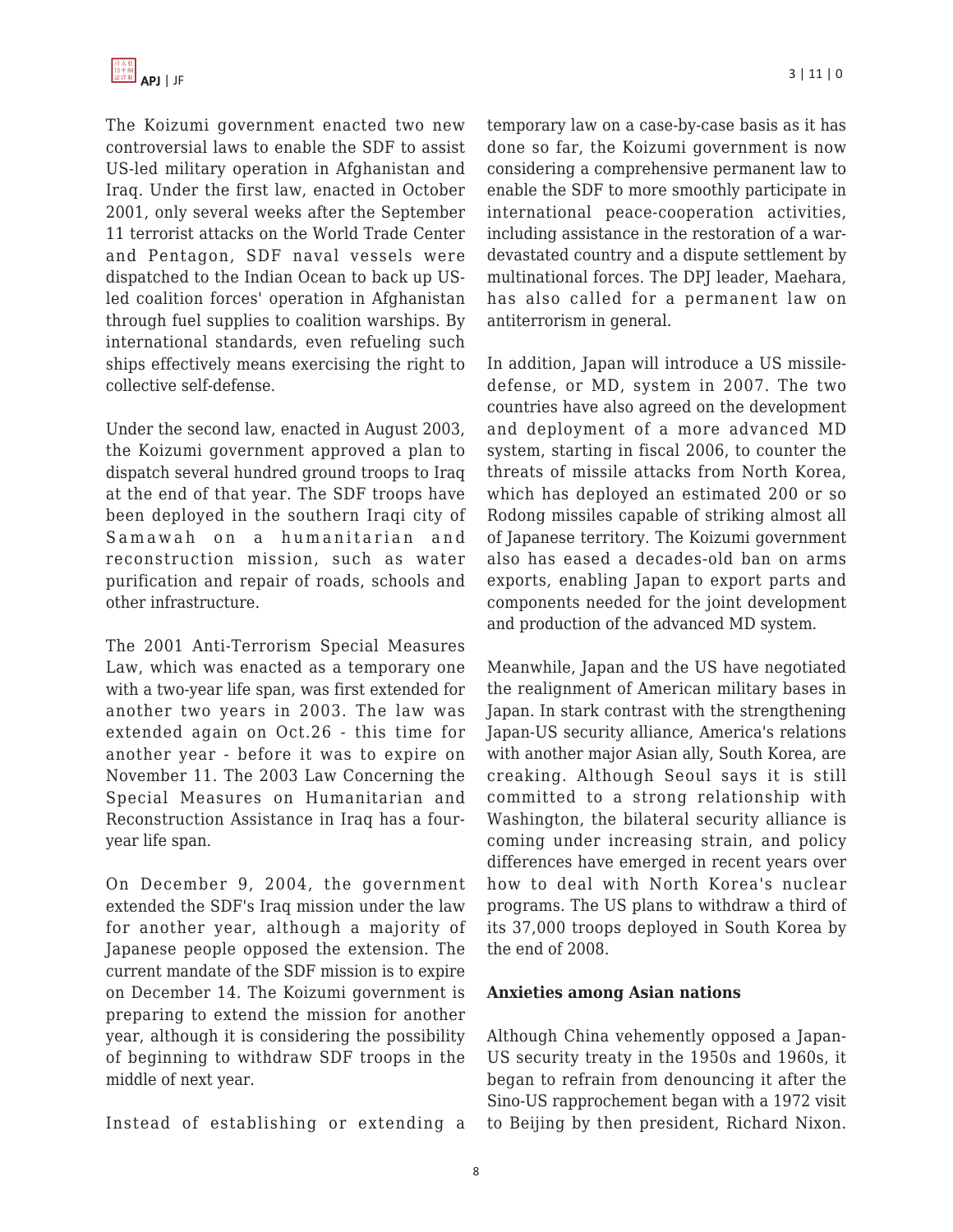The Koizumi government enacted two new controversial laws to enable the SDF to assist US-led military operation in Afghanistan and Iraq. Under the first law, enacted in October 2001, only several weeks after the September 11 terrorist attacks on the World Trade Center and Pentagon, SDF naval vessels were dispatched to the Indian Ocean to back up US-led coalition forces' operation in Afghanistan through fuel supplies to coalition warships. By international standards, even refueling such ships effectively means exercising the right to collective self-defense.

Under the second law, enacted in August 2003, the Koizumi government approved a plan to dispatch several hundred ground troops to Iraq at the end of that year. The SDF troops have been deployed in the southern Iraqi city of Samawah on a humanitarian and reconstruction mission, such as water purification and repair of roads, schools and other infrastructure.

The 2001 Anti-Terrorism Special Measures Law, which was enacted as a temporary one with a two-year life span, was first extended for another two years in 2003. The law was extended again on Oct.26 - this time for another year - before it was to expire on November 11. The 2003 Law Concerning the Special Measures on Humanitarian and Reconstruction Assistance in Iraq has a four-year life span.

On December 9, 2004, the government extended the SDF's Iraq mission under the law for another year, although a majority of Japanese people opposed the extension. The current mandate of the SDF mission is to expire on December 14. The Koizumi government is preparing to extend the mission for another year, although it is considering the possibility of beginning to withdraw SDF troops in the middle of next year.

Instead of establishing or extending a temporary law on a case-by-case basis as it has done so far, the Koizumi government is now considering a comprehensive permanent law to enable the SDF to more smoothly participate in international peace-cooperation activities, including assistance in the restoration of a war-devastated country and a dispute settlement by multinational forces. The DPJ leader, Maehara, has also called for a permanent law on antiterrorism in general.

In addition, Japan will introduce a US missile-defense, or MD, system in 2007. The two countries have also agreed on the development and deployment of a more advanced MD system, starting in fiscal 2006, to counter the threats of missile attacks from North Korea, which has deployed an estimated 200 or so Rodong missiles capable of striking almost all of Japanese territory. The Koizumi government also has eased a decades-old ban on arms exports, enabling Japan to export parts and components needed for the joint development and production of the advanced MD system.

Meanwhile, Japan and the US have negotiated the realignment of American military bases in Japan. In stark contrast with the strengthening Japan-US security alliance, America's relations with another major Asian ally, South Korea, are creaking. Although Seoul says it is still committed to a strong relationship with Washington, the bilateral security alliance is coming under increasing strain, and policy differences have emerged in recent years over how to deal with North Korea's nuclear programs. The US plans to withdraw a third of its 37,000 troops deployed in South Korea by the end of 2008.

**Anxieties among Asian nations**

Although China vehemently opposed a Japan-US security treaty in the 1950s and 1960s, it began to refrain from denouncing it after the Sino-US rapprochement began with a 1972 visit to Beijing by then president, Richard Nixon.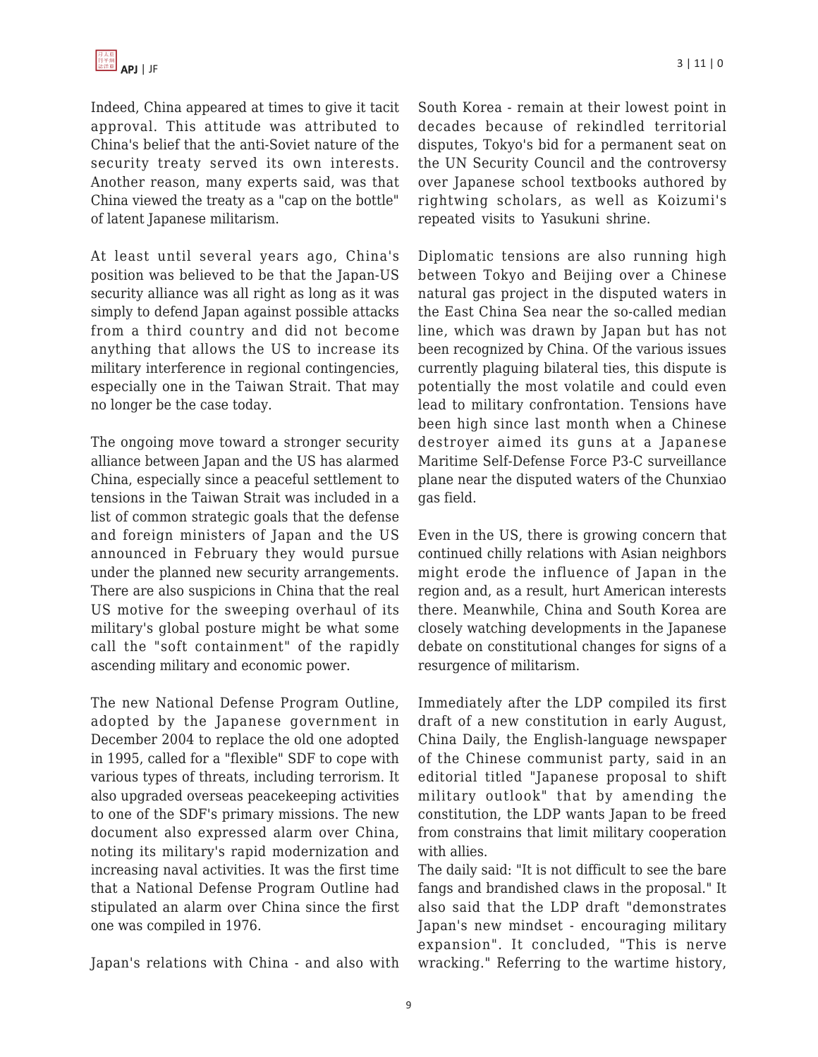Indeed, China appeared at times to give it tacit approval. This attitude was attributed to China's belief that the anti-Soviet nature of the security treaty served its own interests. Another reason, many experts said, was that China viewed the treaty as a "cap on the bottle" of latent Japanese militarism.

At least until several years ago, China's position was believed to be that the Japan-US security alliance was all right as long as it was simply to defend Japan against possible attacks from a third country and did not become anything that allows the US to increase its military interference in regional contingencies, especially one in the Taiwan Strait. That may no longer be the case today.

The ongoing move toward a stronger security alliance between Japan and the US has alarmed China, especially since a peaceful settlement to tensions in the Taiwan Strait was included in a list of common strategic goals that the defense and foreign ministers of Japan and the US announced in February they would pursue under the planned new security arrangements. There are also suspicions in China that the real US motive for the sweeping overhaul of its military's global posture might be what some call the "soft containment" of the rapidly ascending military and economic power.

The new National Defense Program Outline, adopted by the Japanese government in December 2004 to replace the old one adopted in 1995, called for a "flexible" SDF to cope with various types of threats, including terrorism. It also upgraded overseas peacekeeping activities to one of the SDF's primary missions. The new document also expressed alarm over China, noting its military's rapid modernization and increasing naval activities. It was the first time that a National Defense Program Outline had stipulated an alarm over China since the first one was compiled in 1976.

Japan's relations with China - and also with South Korea - remain at their lowest point in decades because of rekindled territorial disputes, Tokyo's bid for a permanent seat on the UN Security Council and the controversy over Japanese school textbooks authored by rightwing scholars, as well as Koizumi's repeated visits to Yasukuni shrine.

Diplomatic tensions are also running high between Tokyo and Beijing over a Chinese natural gas project in the disputed waters in the East China Sea near the so-called median line, which was drawn by Japan but has not been recognized by China. Of the various issues currently plaguing bilateral ties, this dispute is potentially the most volatile and could even lead to military confrontation. Tensions have been high since last month when a Chinese destroyer aimed its guns at a Japanese Maritime Self-Defense Force P3-C surveillance plane near the disputed waters of the Chunxiao gas field.

Even in the US, there is growing concern that continued chilly relations with Asian neighbors might erode the influence of Japan in the region and, as a result, hurt American interests there. Meanwhile, China and South Korea are closely watching developments in the Japanese debate on constitutional changes for signs of a resurgence of militarism.

Immediately after the LDP compiled its first draft of a new constitution in early August, China Daily, the English-language newspaper of the Chinese communist party, said in an editorial titled "Japanese proposal to shift military outlook" that by amending the constitution, the LDP wants Japan to be freed from constrains that limit military cooperation with allies.

The daily said: "It is not difficult to see the bare fangs and brandished claws in the proposal." It also said that the LDP draft "demonstrates Japan's new mindset - encouraging military expansion". It concluded, "This is nerve wracking." Referring to the wartime history,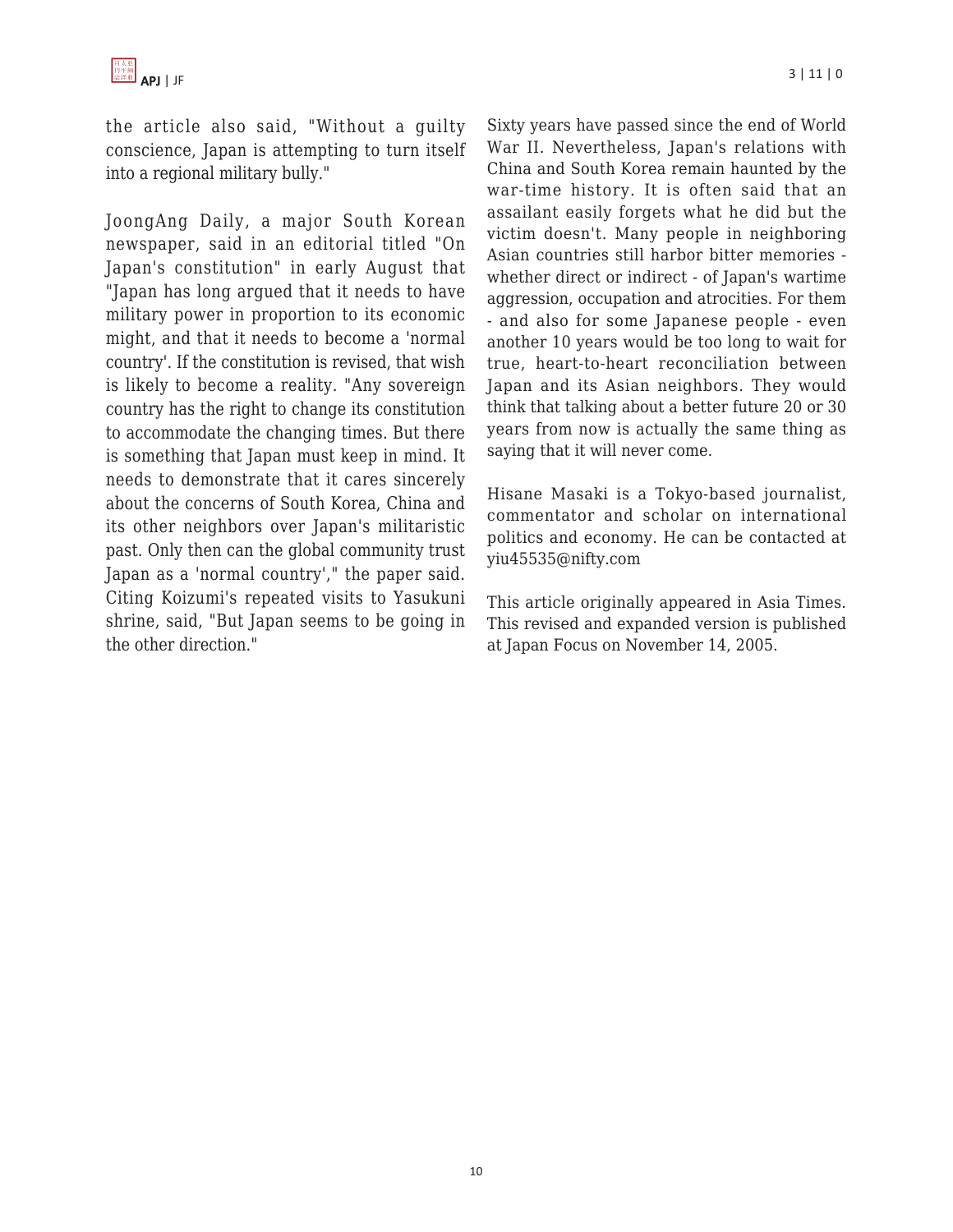the article also said, "Without a guilty conscience, Japan is attempting to turn itself into a regional military bully."

JoongAng Daily, a major South Korean newspaper, said in an editorial titled "On Japan's constitution" in early August that "Japan has long argued that it needs to have military power in proportion to its economic might, and that it needs to become a 'normal country'. If the constitution is revised, that wish is likely to become a reality. "Any sovereign country has the right to change its constitution to accommodate the changing times. But there is something that Japan must keep in mind. It needs to demonstrate that it cares sincerely about the concerns of South Korea, China and its other neighbors over Japan's militaristic past. Only then can the global community trust Japan as a 'normal country'," the paper said. Citing Koizumi's repeated visits to Yasukuni shrine, said, "But Japan seems to be going in the other direction."

Sixty years have passed since the end of World War II. Nevertheless, Japan's relations with China and South Korea remain haunted by the war-time history. It is often said that an assailant easily forgets what he did but the victim doesn't. Many people in neighboring Asian countries still harbor bitter memories - whether direct or indirect - of Japan's wartime aggression, occupation and atrocities. For them - and also for some Japanese people - even another 10 years would be too long to wait for true, heart-to-heart reconciliation between Japan and its Asian neighbors. They would think that talking about a better future 20 or 30 years from now is actually the same thing as saying that it will never come.

Hisane Masaki is a Tokyo-based journalist, commentator and scholar on international politics and economy. He can be contacted at yiu45535@nifty.com

This article originally appeared in Asia Times. This revised and expanded version is published at Japan Focus on November 14, 2005.